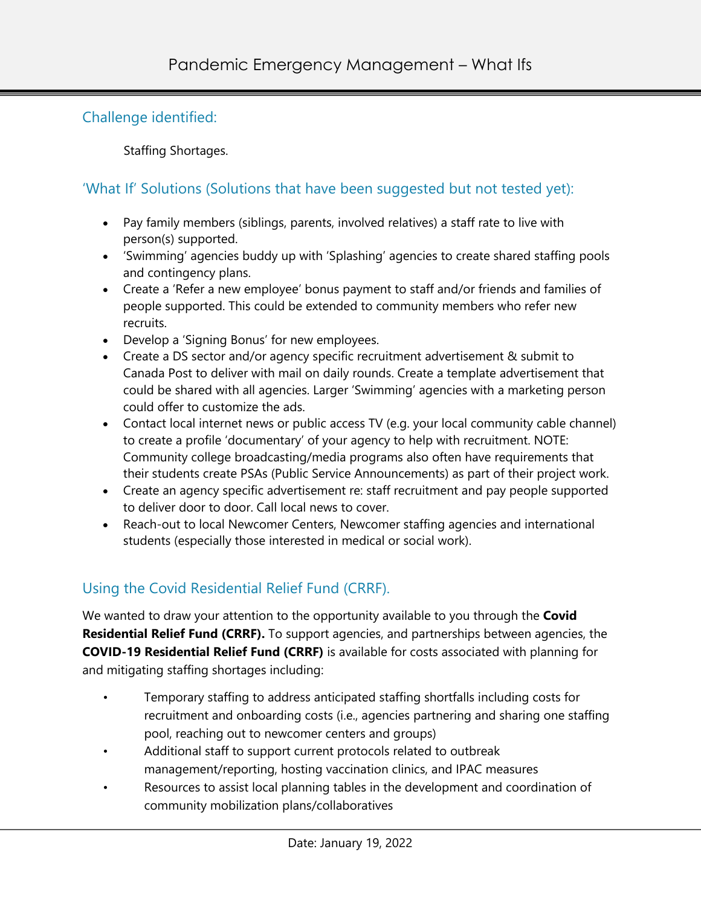# Pandemic Emergency Management – What Ifs

## Challenge identified:

Staffing Shortages.

## 'What If' Solutions (Solutions that have been suggested but not tested yet):

- Pay family members (siblings, parents, involved relatives) a staff rate to live with person(s) supported.
- 'Swimming' agencies buddy up with 'Splashing' agencies to create shared staffing pools and contingency plans.
- Create a 'Refer a new employee' bonus payment to staff and/or friends and families of people supported. This could be extended to community members who refer new recruits.
- Develop a 'Signing Bonus' for new employees.
- Create a DS sector and/or agency specific recruitment advertisement & submit to Canada Post to deliver with mail on daily rounds. Create a template advertisement that could be shared with all agencies. Larger 'Swimming' agencies with a marketing person could offer to customize the ads.
- Contact local internet news or public access TV (e.g. your local community cable channel) to create a profile 'documentary' of your agency to help with recruitment. NOTE: Community college broadcasting/media programs also often have requirements that their students create PSAs (Public Service Announcements) as part of their project work.
- Create an agency specific advertisement re: staff recruitment and pay people supported to deliver door to door. Call local news to cover.
- Reach-out to local Newcomer Centers, Newcomer staffing agencies and international students (especially those interested in medical or social work).

## Using the Covid Residential Relief Fund (CRRF).

We wanted to draw your attention to the opportunity available to you through the **Covid Residential Relief Fund (CRRF).** To support agencies, and partnerships between agencies, the **COVID-19 Residential Relief Fund (CRRF)** is available for costs associated with planning for and mitigating staffing shortages including:

- Temporary staffing to address anticipated staffing shortfalls including costs for recruitment and onboarding costs (i.e., agencies partnering and sharing one staffing pool, reaching out to newcomer centers and groups)
- Additional staff to support current protocols related to outbreak management/reporting, hosting vaccination clinics, and IPAC measures
- Resources to assist local planning tables in the development and coordination of community mobilization plans/collaboratives

Date: January 19, 2022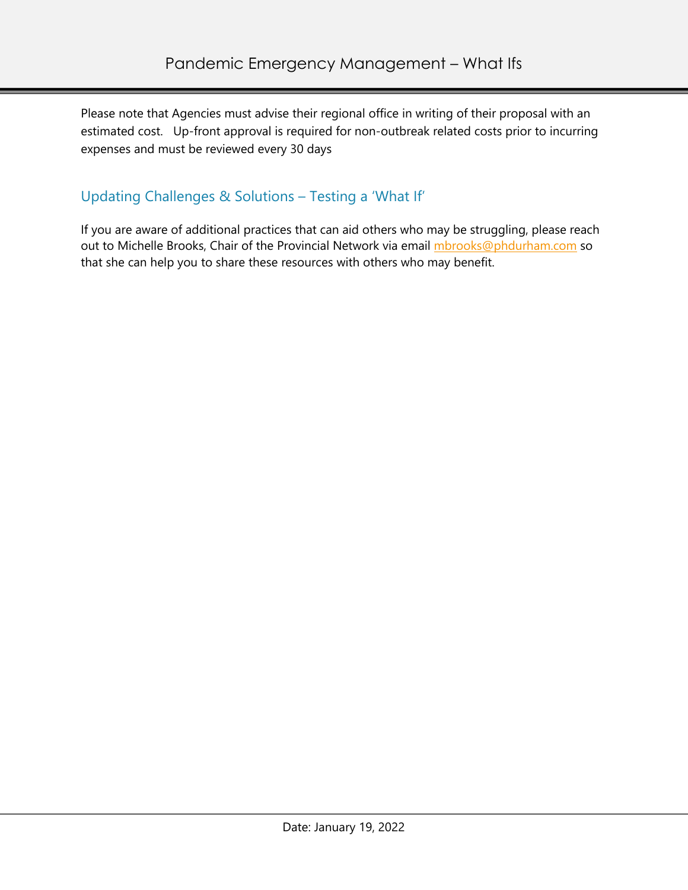Please note that Agencies must advise their regional office in writing of their proposal with an estimated cost.   Up-front approval is required for non-outbreak related costs prior to incurring expenses and must be reviewed every 30 days

## Updating Challenges & Solutions – Testing a 'What If'

If you are aware of additional practices that can aid others who may be struggling, please reach out to Michelle Brooks, Chair of the Provincial Network via email mbrooks@phdurham.com so that she can help you to share these resources with others who may benefit.